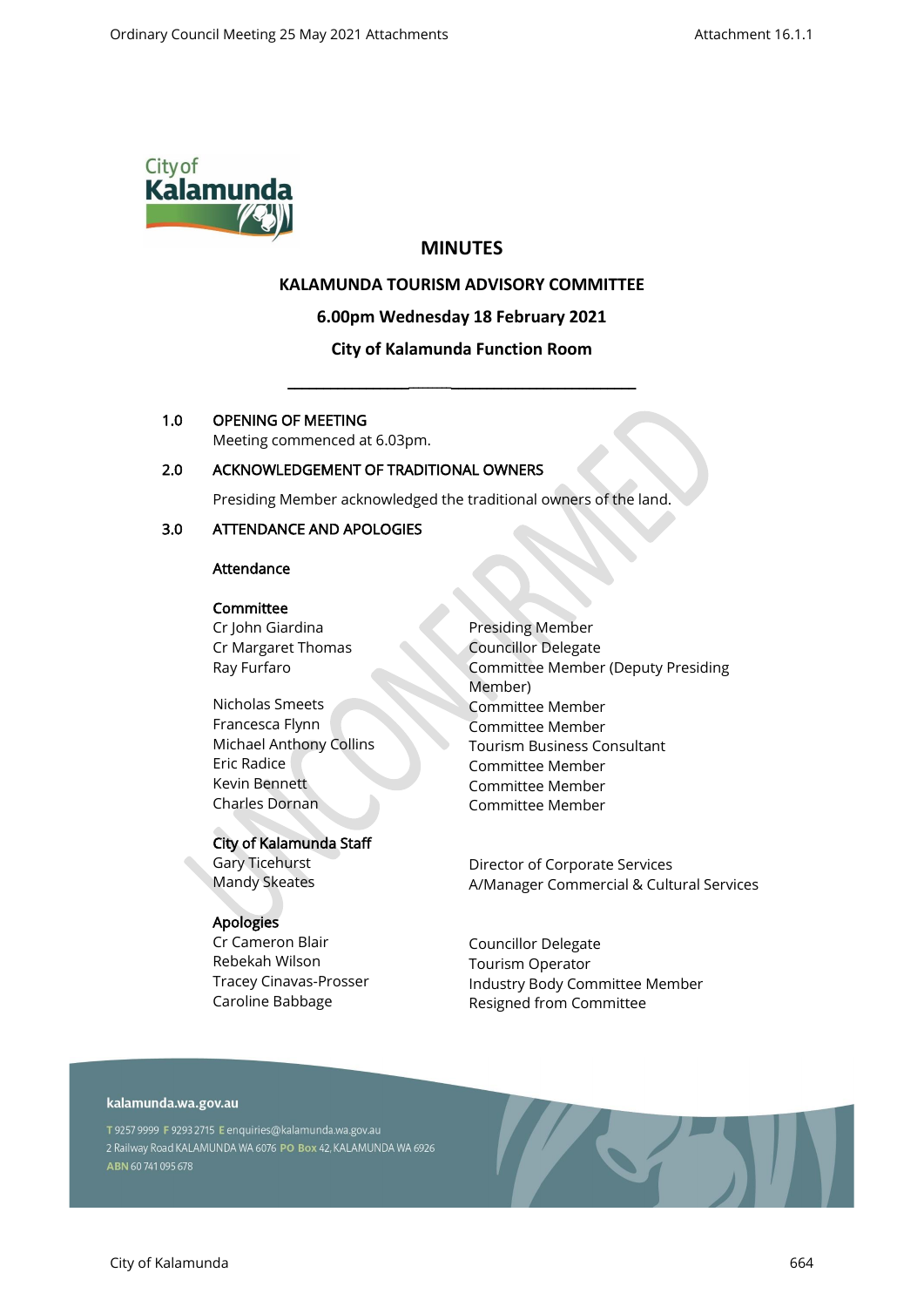# MINUTES

## KALAMUNDA TOURISM ADVISORY COMMITTEE

### 6.00pm Wednesday 18 February 2021

### City of Kalamunda Function Room

---

**1.0 OPENING OF MEETING**

Meeting commenced at 6.03pm.

**2.0 ACKNOWLEDGEMENT OF TRADITIONAL OWNERS**

Presiding Member acknowledged the traditional owners of the land.

**3.0 ATTENDANCE AND APOLOGIES**

**Attendance**

**Committee**

| | |
|---|---|
| Cr John Giardina | Presiding Member |
| Cr Margaret Thomas | Councillor Delegate |
| Ray Furfaro | Committee Member (Deputy Presiding Member) |
| Nicholas Smeets | Committee Member |
| Francesca Flynn | Committee Member |
| Michael Anthony Collins | Tourism Business Consultant |
| Eric Radice | Committee Member |
| Kevin Bennett | Committee Member |
| Charles Dornan | Committee Member |

**City of Kalamunda Staff**

| | |
|---|---|
| Gary Ticehurst | Director of Corporate Services |
| Mandy Skeates | A/Manager Commercial & Cultural Services |

**Apologies**

| | |
|---|---|
| Cr Cameron Blair | Councillor Delegate |
| Rebekah Wilson | Tourism Operator |
| Tracey Cinavas-Prosser | Industry Body Committee Member |
| Caroline Babbage | Resigned from Committee |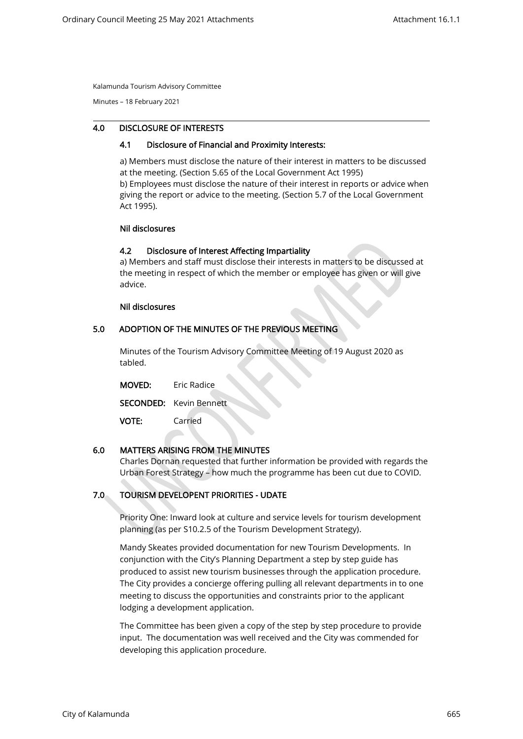Kalamunda Tourism Advisory Committee

Minutes – 18 February 2021

## 4.0 DISCLOSURE OF INTERESTS

### 4.1 Disclosure of Financial and Proximity Interests:

a) Members must disclose the nature of their interest in matters to be discussed at the meeting. (Section 5.65 of the Local Government Act 1995)
b) Employees must disclose the nature of their interest in reports or advice when giving the report or advice to the meeting. (Section 5.7 of the Local Government Act 1995).

**Nil disclosures**

### 4.2 Disclosure of Interest Affecting Impartiality

a) Members and staff must disclose their interests in matters to be discussed at the meeting in respect of which the member or employee has given or will give advice.

**Nil disclosures**

## 5.0 ADOPTION OF THE MINUTES OF THE PREVIOUS MEETING

Minutes of the Tourism Advisory Committee Meeting of 19 August 2020 as tabled.

**MOVED:** Eric Radice

**SECONDED:** Kevin Bennett

**VOTE:** Carried

## 6.0 MATTERS ARISING FROM THE MINUTES

Charles Dornan requested that further information be provided with regards the Urban Forest Strategy – how much the programme has been cut due to COVID.

## 7.0 TOURISM DEVELOPENT PRIORITIES - UDATE

Priority One: Inward look at culture and service levels for tourism development planning (as per S10.2.5 of the Tourism Development Strategy).

Mandy Skeates provided documentation for new Tourism Developments. In conjunction with the City's Planning Department a step by step guide has produced to assist new tourism businesses through the application procedure. The City provides a concierge offering pulling all relevant departments in to one meeting to discuss the opportunities and constraints prior to the applicant lodging a development application.

The Committee has been given a copy of the step by step procedure to provide input. The documentation was well received and the City was commended for developing this application procedure.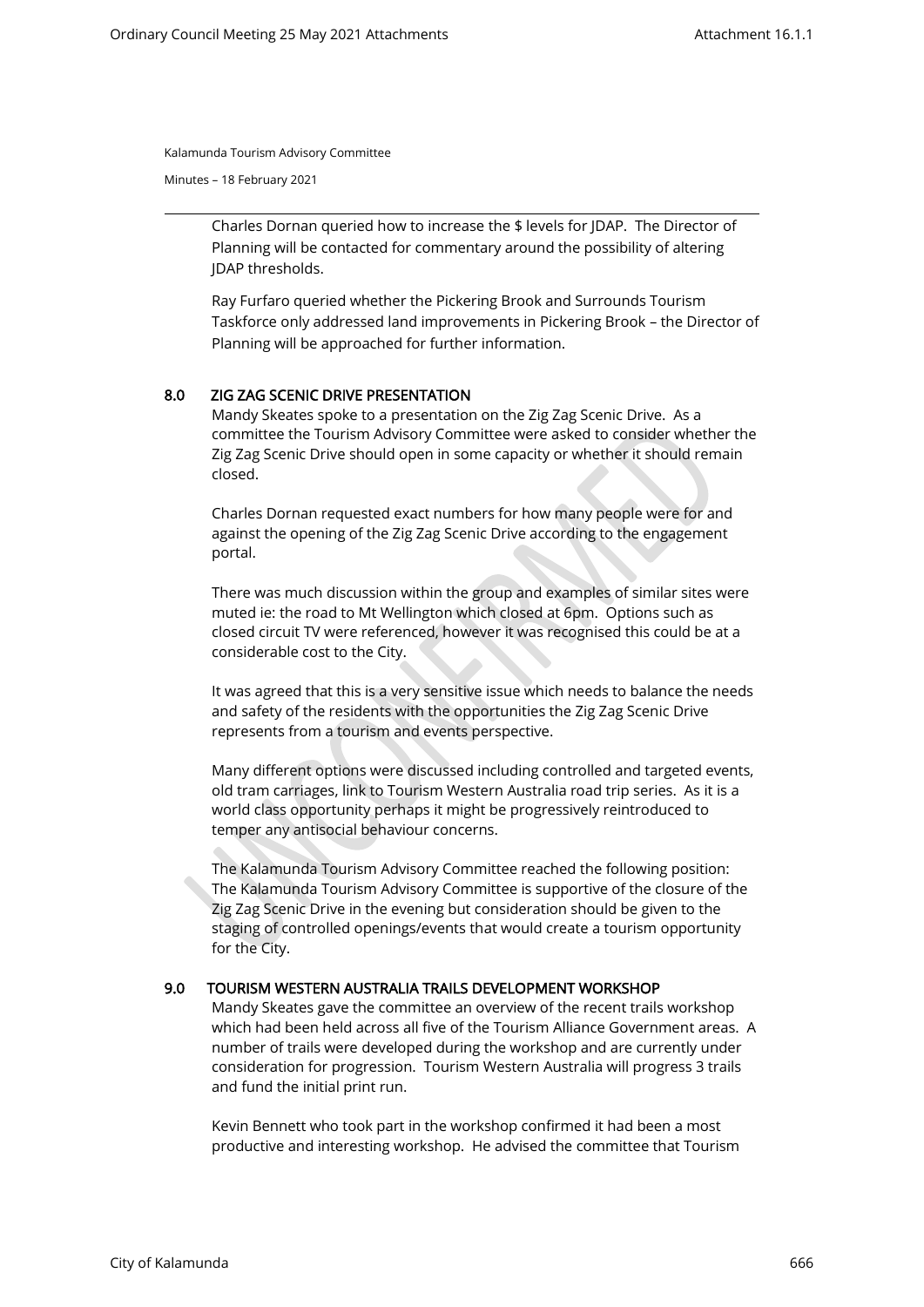Kalamunda Tourism Advisory Committee

Minutes – 18 February 2021

Charles Dornan queried how to increase the $ levels for JDAP. The Director of Planning will be contacted for commentary around the possibility of altering JDAP thresholds.

Ray Furfaro queried whether the Pickering Brook and Surrounds Tourism Taskforce only addressed land improvements in Pickering Brook – the Director of Planning will be approached for further information.

## 8.0 ZIG ZAG SCENIC DRIVE PRESENTATION

Mandy Skeates spoke to a presentation on the Zig Zag Scenic Drive. As a committee the Tourism Advisory Committee were asked to consider whether the Zig Zag Scenic Drive should open in some capacity or whether it should remain closed.

Charles Dornan requested exact numbers for how many people were for and against the opening of the Zig Zag Scenic Drive according to the engagement portal.

There was much discussion within the group and examples of similar sites were muted ie: the road to Mt Wellington which closed at 6pm. Options such as closed circuit TV were referenced, however it was recognised this could be at a considerable cost to the City.

It was agreed that this is a very sensitive issue which needs to balance the needs and safety of the residents with the opportunities the Zig Zag Scenic Drive represents from a tourism and events perspective.

Many different options were discussed including controlled and targeted events, old tram carriages, link to Tourism Western Australia road trip series. As it is a world class opportunity perhaps it might be progressively reintroduced to temper any antisocial behaviour concerns.

The Kalamunda Tourism Advisory Committee reached the following position: The Kalamunda Tourism Advisory Committee is supportive of the closure of the Zig Zag Scenic Drive in the evening but consideration should be given to the staging of controlled openings/events that would create a tourism opportunity for the City.

## 9.0 TOURISM WESTERN AUSTRALIA TRAILS DEVELOPMENT WORKSHOP

Mandy Skeates gave the committee an overview of the recent trails workshop which had been held across all five of the Tourism Alliance Government areas. A number of trails were developed during the workshop and are currently under consideration for progression. Tourism Western Australia will progress 3 trails and fund the initial print run.

Kevin Bennett who took part in the workshop confirmed it had been a most productive and interesting workshop. He advised the committee that Tourism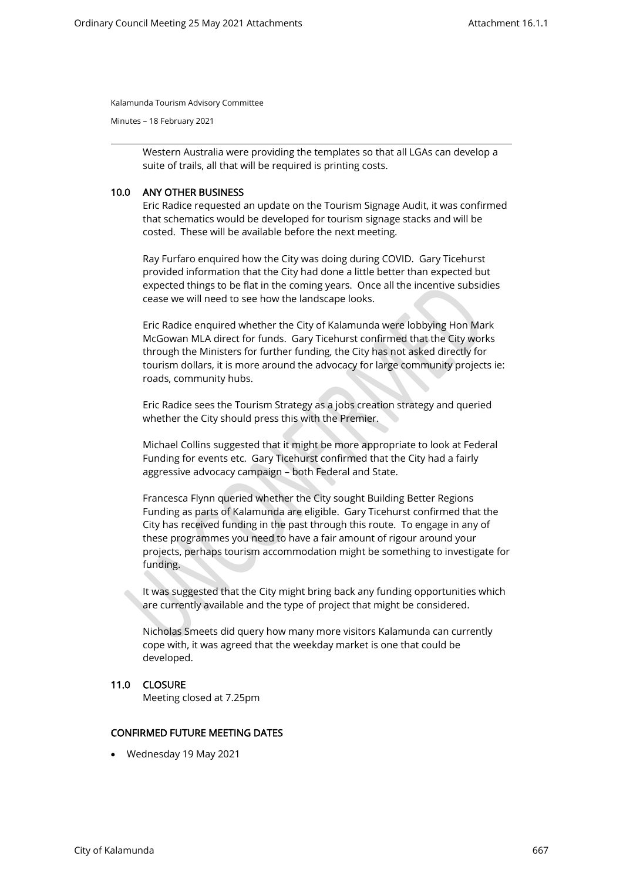Western Australia were providing the templates so that all LGAs can develop a suite of trails, all that will be required is printing costs.

## 10.0 ANY OTHER BUSINESS

Eric Radice requested an update on the Tourism Signage Audit, it was confirmed that schematics would be developed for tourism signage stacks and will be costed. These will be available before the next meeting.

Ray Furfaro enquired how the City was doing during COVID. Gary Ticehurst provided information that the City had done a little better than expected but expected things to be flat in the coming years. Once all the incentive subsidies cease we will need to see how the landscape looks.

Eric Radice enquired whether the City of Kalamunda were lobbying Hon Mark McGowan MLA direct for funds. Gary Ticehurst confirmed that the City works through the Ministers for further funding, the City has not asked directly for tourism dollars, it is more around the advocacy for large community projects ie: roads, community hubs.

Eric Radice sees the Tourism Strategy as a jobs creation strategy and queried whether the City should press this with the Premier.

Michael Collins suggested that it might be more appropriate to look at Federal Funding for events etc. Gary Ticehurst confirmed that the City had a fairly aggressive advocacy campaign – both Federal and State.

Francesca Flynn queried whether the City sought Building Better Regions Funding as parts of Kalamunda are eligible. Gary Ticehurst confirmed that the City has received funding in the past through this route. To engage in any of these programmes you need to have a fair amount of rigour around your projects, perhaps tourism accommodation might be something to investigate for funding.

It was suggested that the City might bring back any funding opportunities which are currently available and the type of project that might be considered.

Nicholas Smeets did query how many more visitors Kalamunda can currently cope with, it was agreed that the weekday market is one that could be developed.

## 11.0 CLOSURE

Meeting closed at 7.25pm

## CONFIRMED FUTURE MEETING DATES

- Wednesday 19 May 2021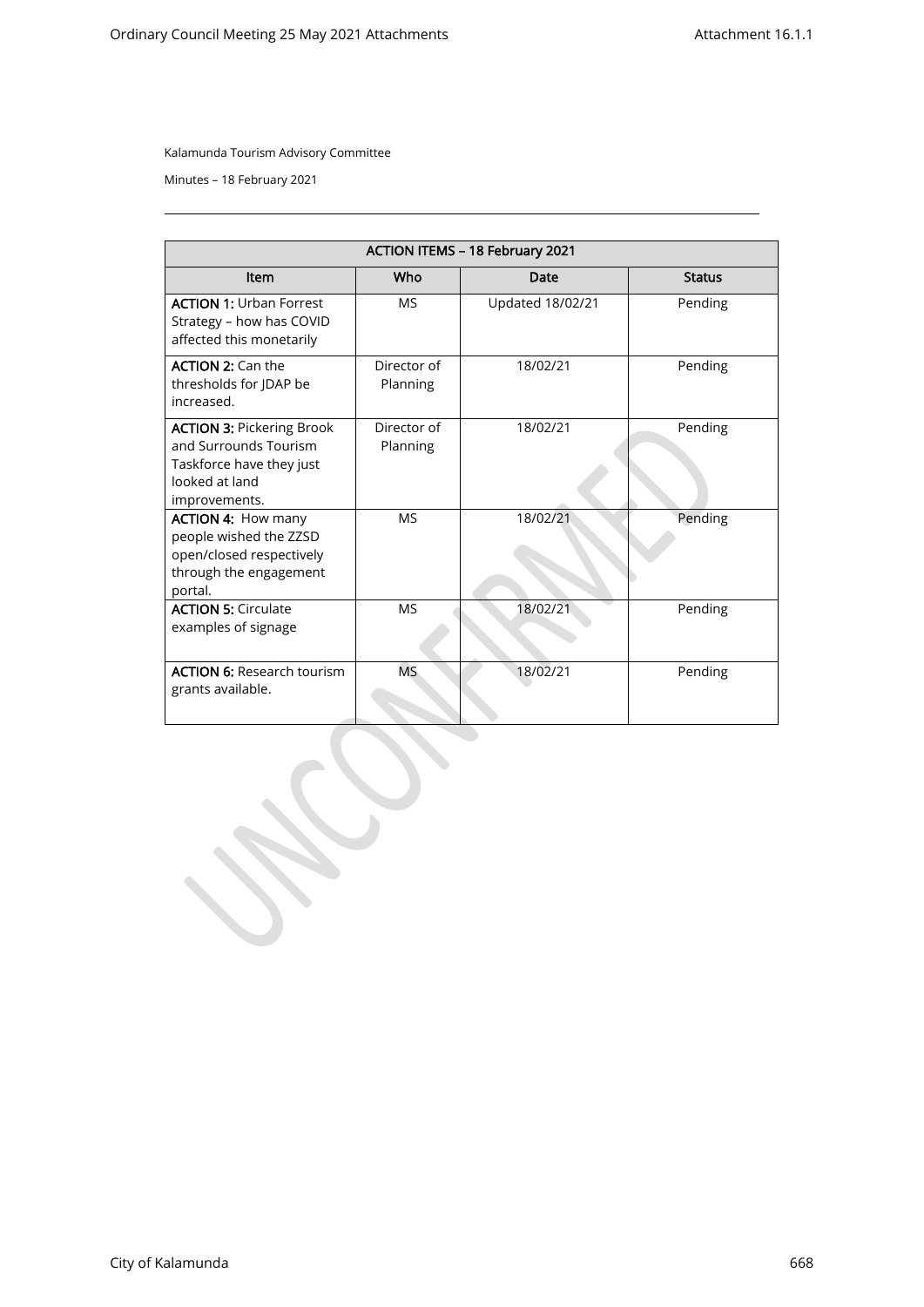Kalamunda Tourism Advisory Committee

Minutes – 18 February 2021

| ACTION ITEMS – 18 February 2021 | | | |
|---|---|---|---|
| **Item** | **Who** | **Date** | **Status** |
| **ACTION 1:** Urban Forrest Strategy – how has COVID affected this monetarily | MS | Updated 18/02/21 | Pending |
| **ACTION 2:** Can the thresholds for JDAP be increased. | Director of Planning | 18/02/21 | Pending |
| **ACTION 3:** Pickering Brook and Surrounds Tourism Taskforce have they just looked at land improvements. | Director of Planning | 18/02/21 | Pending |
| **ACTION 4:** How many people wished the ZZSD open/closed respectively through the engagement portal. | MS | 18/02/21 | Pending |
| **ACTION 5:** Circulate examples of signage | MS | 18/02/21 | Pending |
| **ACTION 6:** Research tourism grants available. | MS | 18/02/21 | Pending |